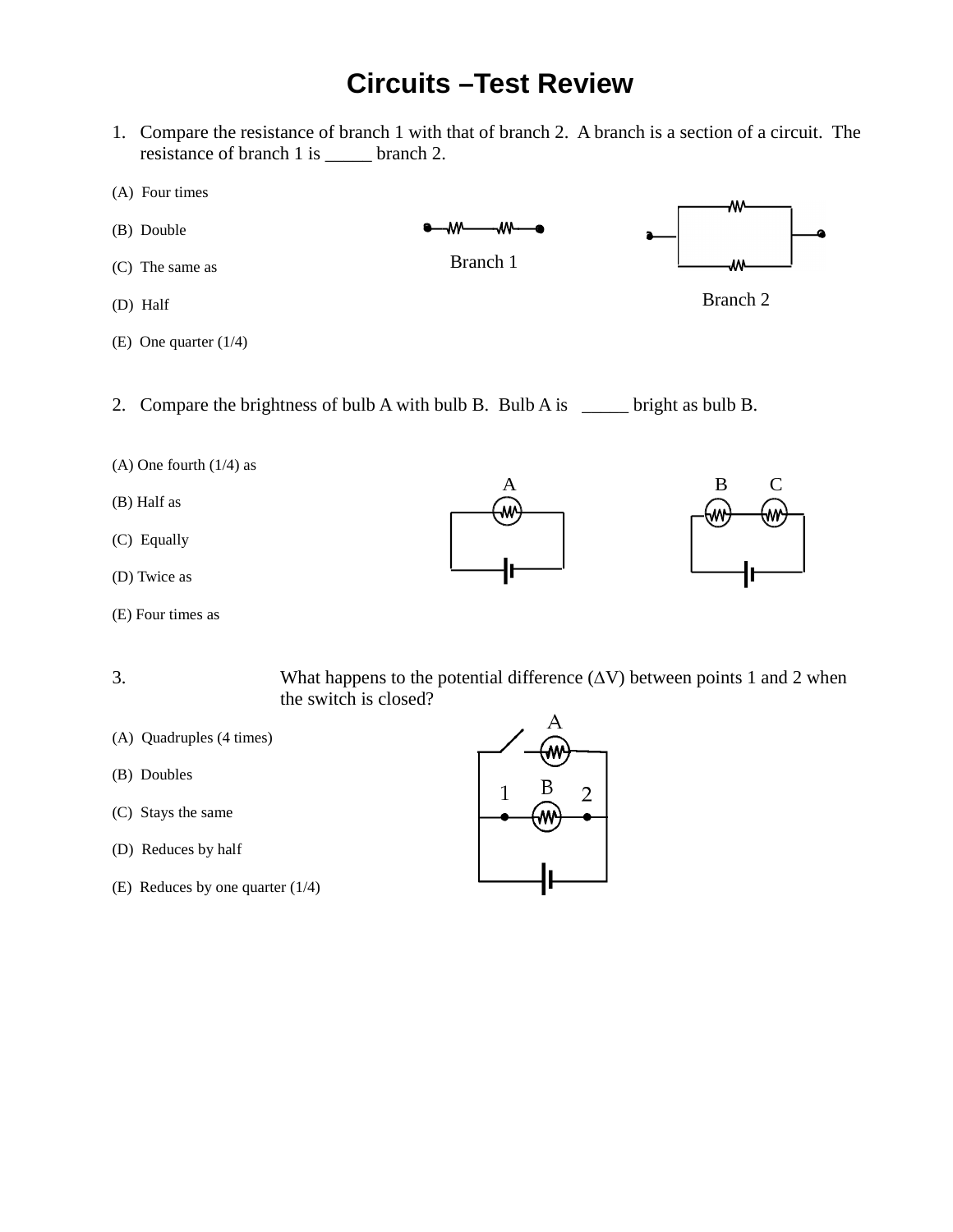# Circuits –Test Review

1. Compare the resistance of branch 1 with that of branch 2. A branch is a section of a circuit. The resistance of branch 1 is _____ branch 2.

(A) Four times

(B) Double

(C) The same as

(D) Half

(E) One quarter (1/4)

Branch 1

Branch 2

2. Compare the brightness of bulb A with bulb B. Bulb A is _____ bright as bulb B.

(A) One fourth (1/4) as

(B) Half as

(C) Equally

(D) Twice as

(E) Four times as

A

B C

3. What happens to the potential difference ($\Delta V$) between points 1 and 2 when the switch is closed?

(A) Quadruples (4 times)

(B) Doubles

(C) Stays the same

(D) Reduces by half

(E) Reduces by one quarter (1/4)

A

1 B 2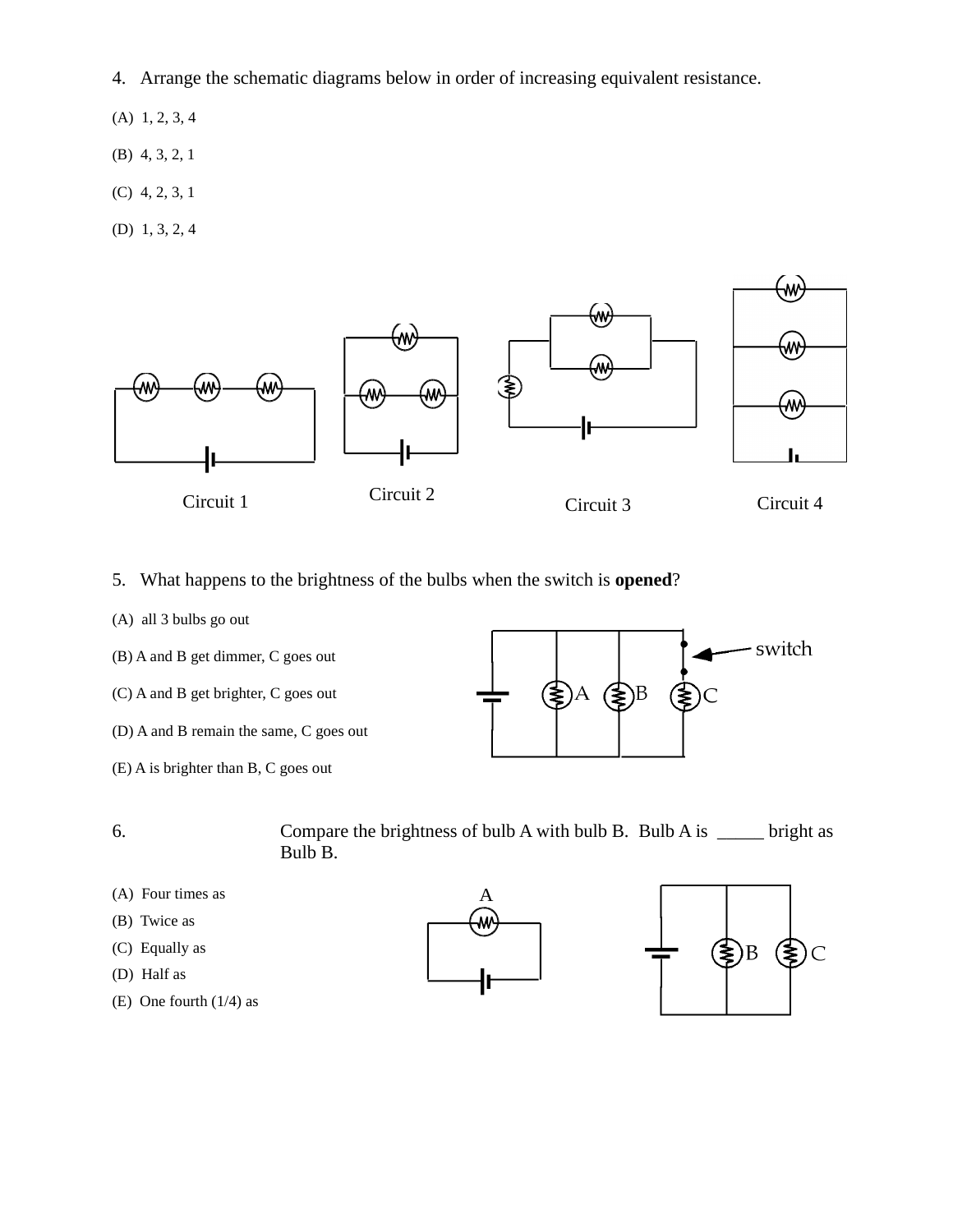4. Arrange the schematic diagrams below in order of increasing equivalent resistance.

(A) 1, 2, 3, 4

(B) 4, 3, 2, 1

(C) 4, 2, 3, 1

(D) 1, 3, 2, 4

Circuit 1 Circuit 2 Circuit 3 Circuit 4

5. What happens to the brightness of the bulbs when the switch is **opened**?

(A) all 3 bulbs go out

(B) A and B get dimmer, C goes out

(C) A and B get brighter, C goes out

(D) A and B remain the same, C goes out

(E) A is brighter than B, C goes out

switch

A B C

6. Compare the brightness of bulb A with bulb B. Bulb A is _____ bright as Bulb B.

(A) Four times as

(B) Twice as

(C) Equally as

(D) Half as

(E) One fourth (1/4) as

A

B C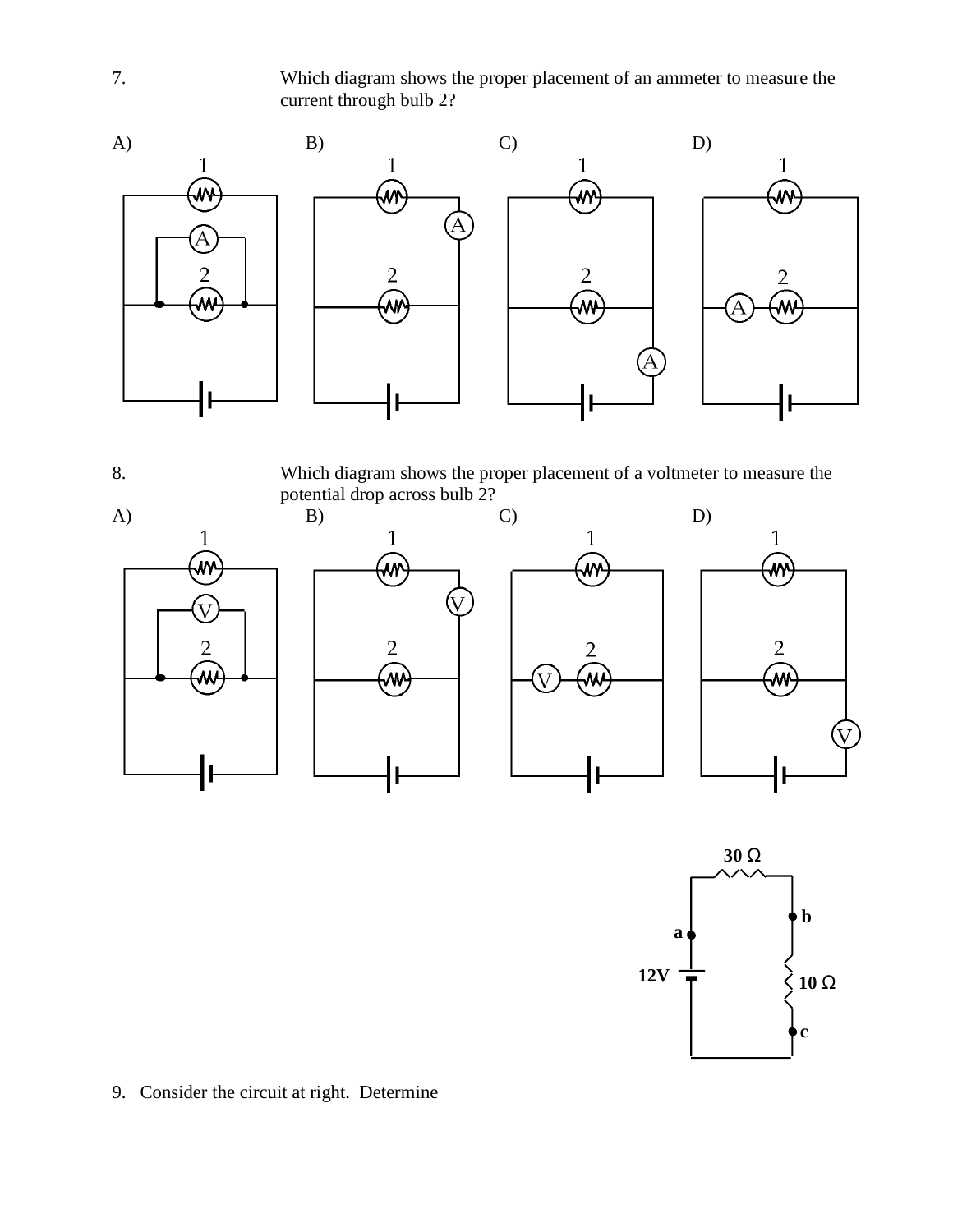7. Which diagram shows the proper placement of an ammeter to measure the current through bulb 2?

A) B) C) D)

8. Which diagram shows the proper placement of a voltmeter to measure the potential drop across bulb 2?

A) B) C) D)

30 Ω

b

a

12V

10 Ω

c

9. Consider the circuit at right. Determine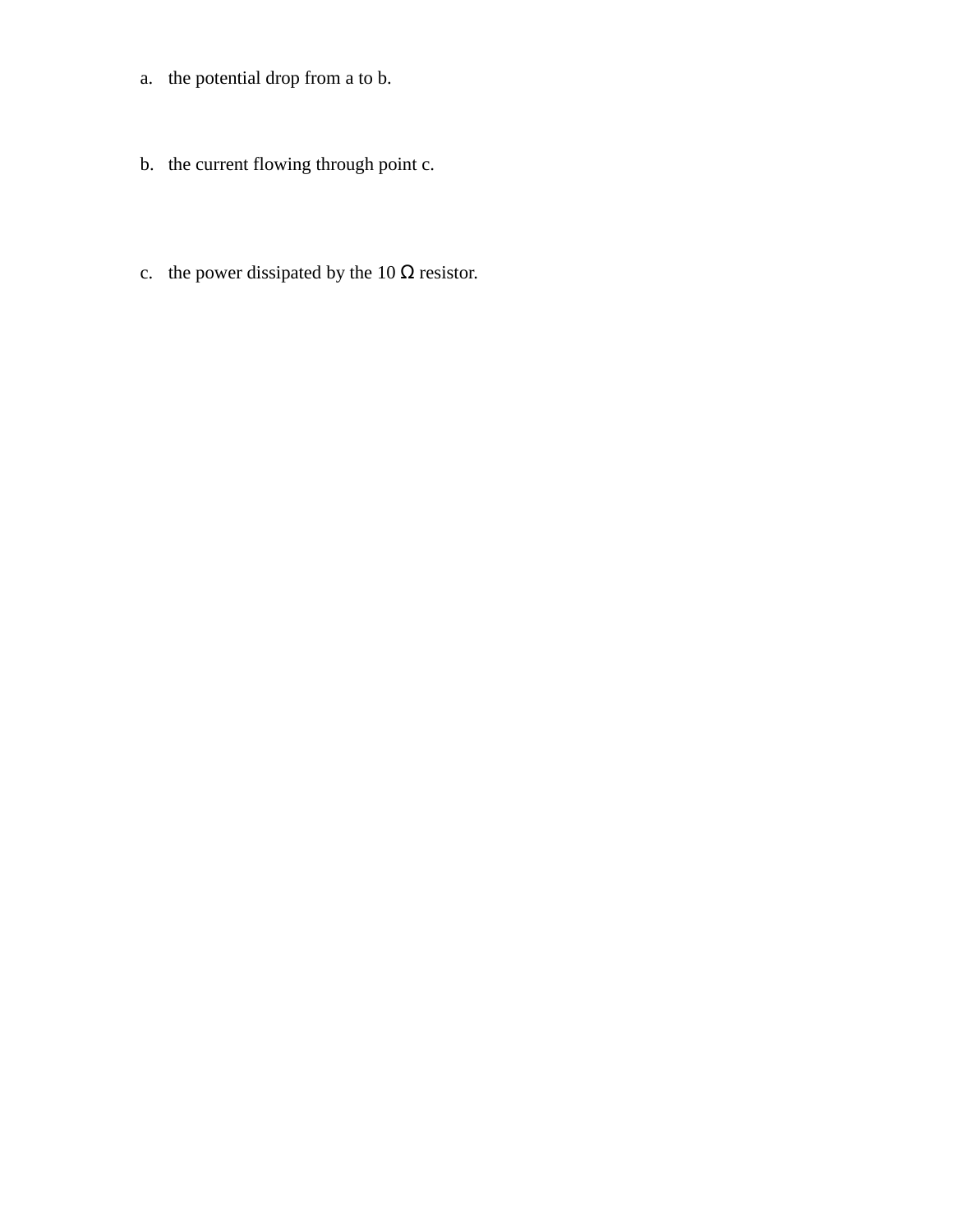a. the potential drop from a to b.

b. the current flowing through point c.

c. the power dissipated by the 10 Ω resistor.